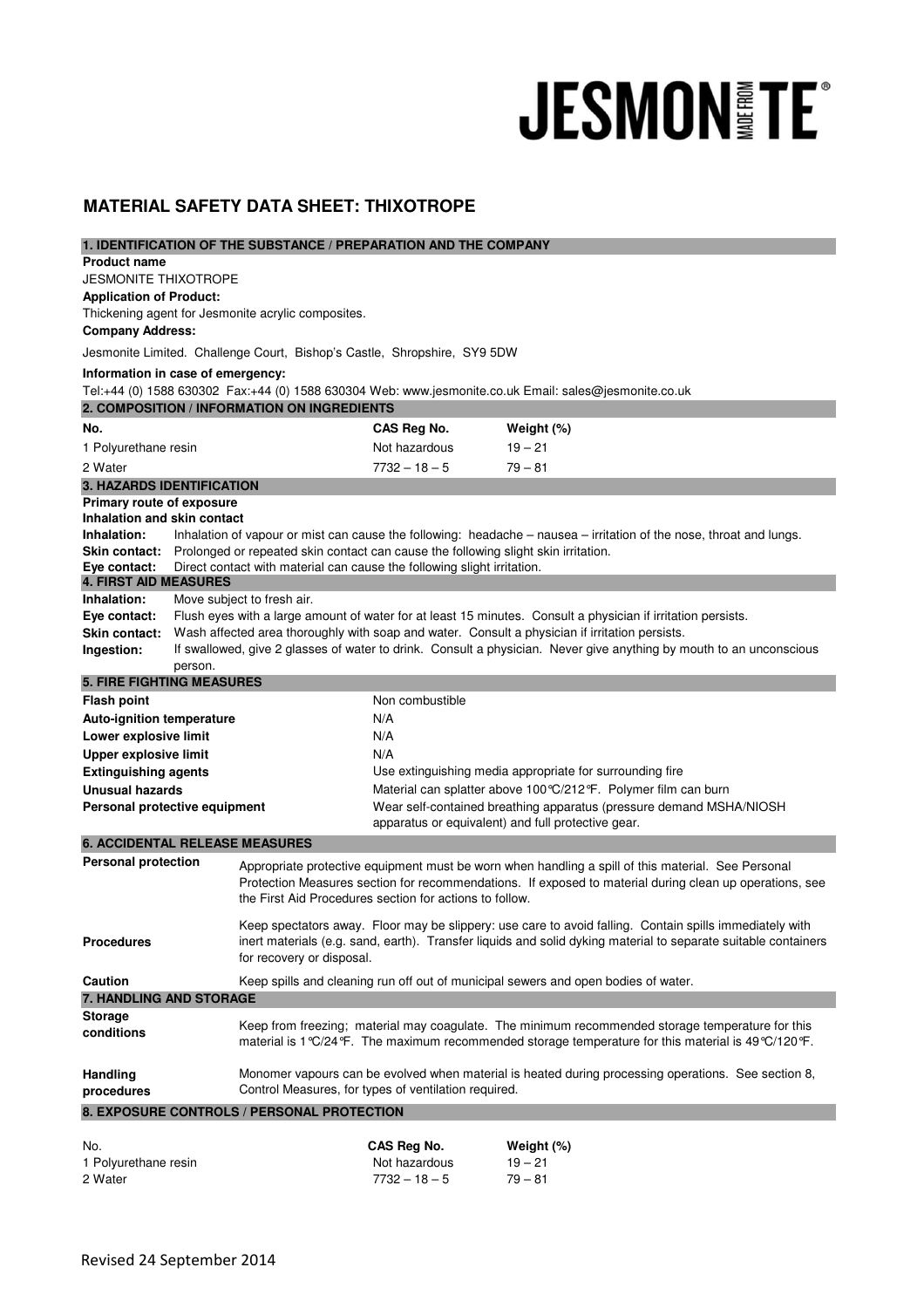JESMONITE®

# MATERIAL SAFETY DATA SHEET: THIXOTROPE

## 1. IDENTIFICATION OF THE SUBSTANCE / PREPARATION AND THE COMPANY

**Product name**

JESMONITE THIXOTROPE

**Application of Product:**

Thickening agent for Jesmonite acrylic composites.

**Company Address:**

Jesmonite Limited. Challenge Court, Bishop's Castle, Shropshire, SY9 5DW

**Information in case of emergency:**

Tel:+44 (0) 1588 630302 Fax:+44 (0) 1588 630304 Web: www.jesmonite.co.uk Email: sales@jesmonite.co.uk

## 2. COMPOSITION / INFORMATION ON INGREDIENTS

| No. | CAS Reg No. | Weight (%) |
|---|---|---|
| 1 Polyurethane resin | Not hazardous | 19 – 21 |
| 2 Water | 7732 – 18 – 5 | 79 – 81 |

## 3. HAZARDS IDENTIFICATION

**Primary route of exposure**

**Inhalation and skin contact**

**Inhalation:** Inhalation of vapour or mist can cause the following: headache – nausea – irritation of the nose, throat and lungs.

**Skin contact:** Prolonged or repeated skin contact can cause the following slight skin irritation.

**Eye contact:** Direct contact with material can cause the following slight irritation.

## 4. FIRST AID MEASURES

**Inhalation:** Move subject to fresh air.

**Eye contact:** Flush eyes with a large amount of water for at least 15 minutes. Consult a physician if irritation persists.

**Skin contact:** Wash affected area thoroughly with soap and water. Consult a physician if irritation persists.

**Ingestion:** If swallowed, give 2 glasses of water to drink. Consult a physician. Never give anything by mouth to an unconscious person.

## 5. FIRE FIGHTING MEASURES

| | |
|---|---|
| **Flash point** | Non combustible |
| **Auto-ignition temperature** | N/A |
| **Lower explosive limit** | N/A |
| **Upper explosive limit** | N/A |
| **Extinguishing agents** | Use extinguishing media appropriate for surrounding fire |
| **Unusual hazards** | Material can splatter above 100°C/212°F. Polymer film can burn |
| **Personal protective equipment** | Wear self-contained breathing apparatus (pressure demand MSHA/NIOSH apparatus or equivalent) and full protective gear. |

## 6. ACCIDENTAL RELEASE MEASURES

**Personal protection**

Appropriate protective equipment must be worn when handling a spill of this material. See Personal Protection Measures section for recommendations. If exposed to material during clean up operations, see the First Aid Procedures section for actions to follow.

**Procedures**

Keep spectators away. Floor may be slippery: use care to avoid falling. Contain spills immediately with inert materials (e.g. sand, earth). Transfer liquids and solid dyking material to separate suitable containers for recovery or disposal.

**Caution**

Keep spills and cleaning run off out of municipal sewers and open bodies of water.

## 7. HANDLING AND STORAGE

**Storage conditions**

Keep from freezing; material may coagulate. The minimum recommended storage temperature for this material is 1°C/24°F. The maximum recommended storage temperature for this material is 49°C/120°F.

**Handling procedures**

Monomer vapours can be evolved when material is heated during processing operations. See section 8, Control Measures, for types of ventilation required.

## 8. EXPOSURE CONTROLS / PERSONAL PROTECTION

| No. | CAS Reg No. | Weight (%) |
|---|---|---|
| 1 Polyurethane resin | Not hazardous | 19 – 21 |
| 2 Water | 7732 – 18 – 5 | 79 – 81 |

Revised 24 September 2014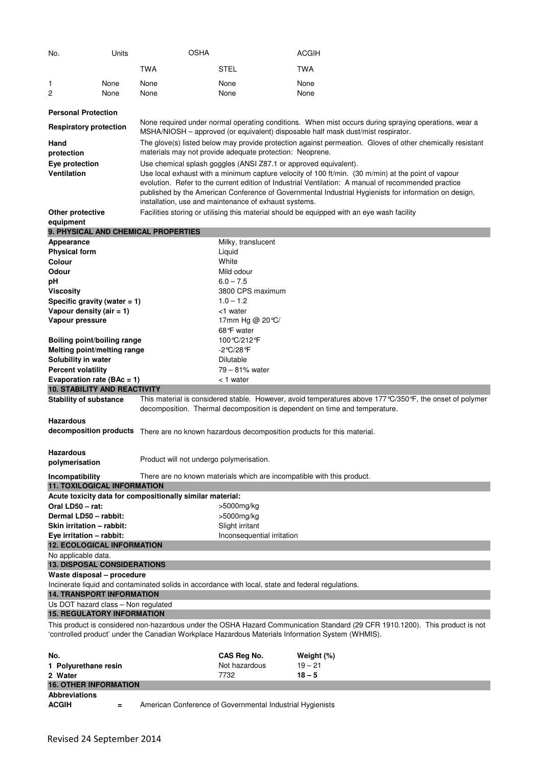| No. | Units | OSHA | | ACGIH |
|---|---|---|---|---|
| | | TWA | STEL | TWA |
| 1 | None | None | None | None |
| 2 | None | None | None | None |

**Personal Protection**

| | |
|---|---|
| **Respiratory protection** | None required under normal operating conditions. When mist occurs during spraying operations, wear a MSHA/NIOSH – approved (or equivalent) disposable half mask dust/mist respirator. |
| **Hand protection** | The glove(s) listed below may provide protection against permeation. Gloves of other chemically resistant materials may not provide adequate protection: Neoprene. |
| **Eye protection** | Use chemical splash goggles (ANSI Z87.1 or approved equivalent). |
| **Ventilation** | Use local exhaust with a minimum capture velocity of 100 ft/min. (30 m/min) at the point of vapour evolution. Refer to the current edition of Industrial Ventilation: A manual of recommended practice published by the American Conference of Governmental Industrial Hygienists for information on design, installation, use and maintenance of exhaust systems. |
| **Other protective equipment** | Facilities storing or utilising this material should be equipped with an eye wash facility |

## 9. PHYSICAL AND CHEMICAL PROPERTIES

| | |
|---|---|
| **Appearance** | Milky, translucent |
| **Physical form** | Liquid |
| **Colour** | White |
| **Odour** | Mild odour |
| **pH** | 6.0 – 7.5 |
| **Viscosity** | 3800 CPS maximum |
| **Specific gravity (water = 1)** | 1.0 – 1.2 |
| **Vapour density (air = 1)** | <1 water |
| **Vapour pressure** | 17mm Hg @ 20°C/ 68°F water |
| **Boiling point/boiling range** | 100°C/212°F |
| **Melting point/melting range** | -2°C/28°F |
| **Solubility in water** | Dilutable |
| **Percent volatility** | 79 – 81% water |
| **Evaporation rate (BAc = 1)** | < 1 water |

## 10. STABILITY AND REACTIVITY

| | |
|---|---|
| **Stability of substance** | This material is considered stable. However, avoid temperatures above 177°C/350°F, the onset of polymer decomposition. Thermal decomposition is dependent on time and temperature. |
| **Hazardous decomposition products** | There are no known hazardous decomposition products for this material. |
| **Hazardous polymerisation** | Product will not undergo polymerisation. |
| **Incompatibility** | There are no known materials which are incompatible with this product. |

## 11. TOXILOGICAL INFORMATION

**Acute toxicity data for compositionally similar material:**

| | |
|---|---|
| **Oral LD50 – rat:** | >5000mg/kg |
| **Dermal LD50 – rabbit:** | >5000mg/kg |
| **Skin irritation – rabbit:** | Slight irritant |
| **Eye irritation – rabbit:** | Inconsequential irritation |

## 12. ECOLOGICAL INFORMATION

No applicable data.

## 13. DISPOSAL CONSIDERATIONS

**Waste disposal – procedure**

Incinerate liquid and contaminated solids in accordance with local, state and federal regulations.

## 14. TRANSPORT INFORMATION

Us DOT hazard class – Non regulated

## 15. REGULATORY INFORMATION

This product is considered non-hazardous under the OSHA Hazard Communication Standard (29 CFR 1910.1200). This product is not 'controlled product' under the Canadian Workplace Hazardous Materials Information System (WHMIS).

| No. | CAS Reg No. | Weight (%) |
|---|---|---|
| **1 Polyurethane resin** | Not hazardous | 19 – 21 |
| **2 Water** | 7732 | **18 – 5** |

## 16. OTHER INFORMATION

**Abbreviations**

**ACGIH** = American Conference of Governmental Industrial Hygienists

Revised 24 September 2014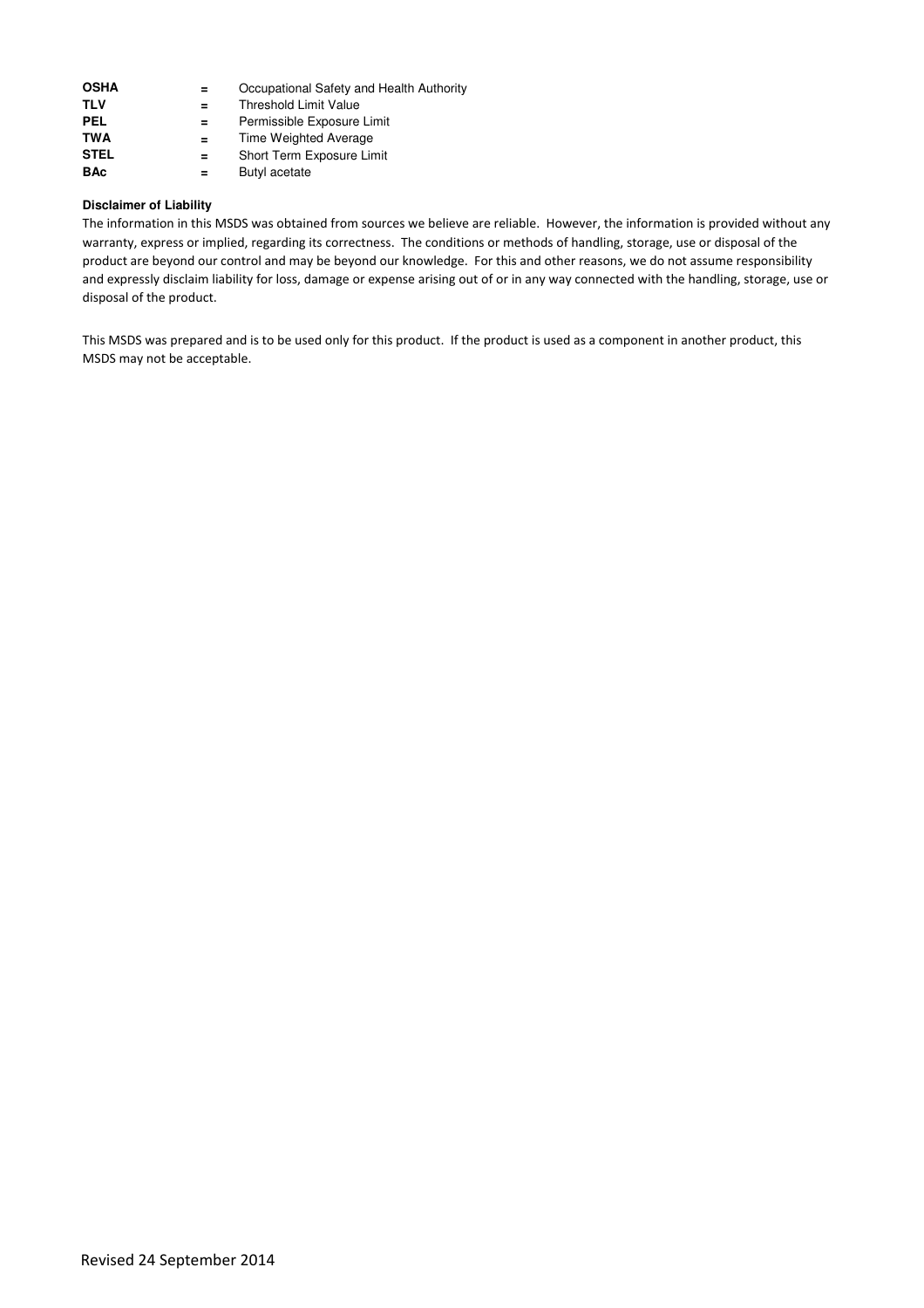| | | |
|---|---|---|
| **OSHA** | = | Occupational Safety and Health Authority |
| **TLV** | = | Threshold Limit Value |
| **PEL** | = | Permissible Exposure Limit |
| **TWA** | = | Time Weighted Average |
| **STEL** | = | Short Term Exposure Limit |
| **BAc** | = | Butyl acetate |

**Disclaimer of Liability**

The information in this MSDS was obtained from sources we believe are reliable. However, the information is provided without any warranty, express or implied, regarding its correctness. The conditions or methods of handling, storage, use or disposal of the product are beyond our control and may be beyond our knowledge. For this and other reasons, we do not assume responsibility and expressly disclaim liability for loss, damage or expense arising out of or in any way connected with the handling, storage, use or disposal of the product.

This MSDS was prepared and is to be used only for this product. If the product is used as a component in another product, this MSDS may not be acceptable.

Revised 24 September 2014